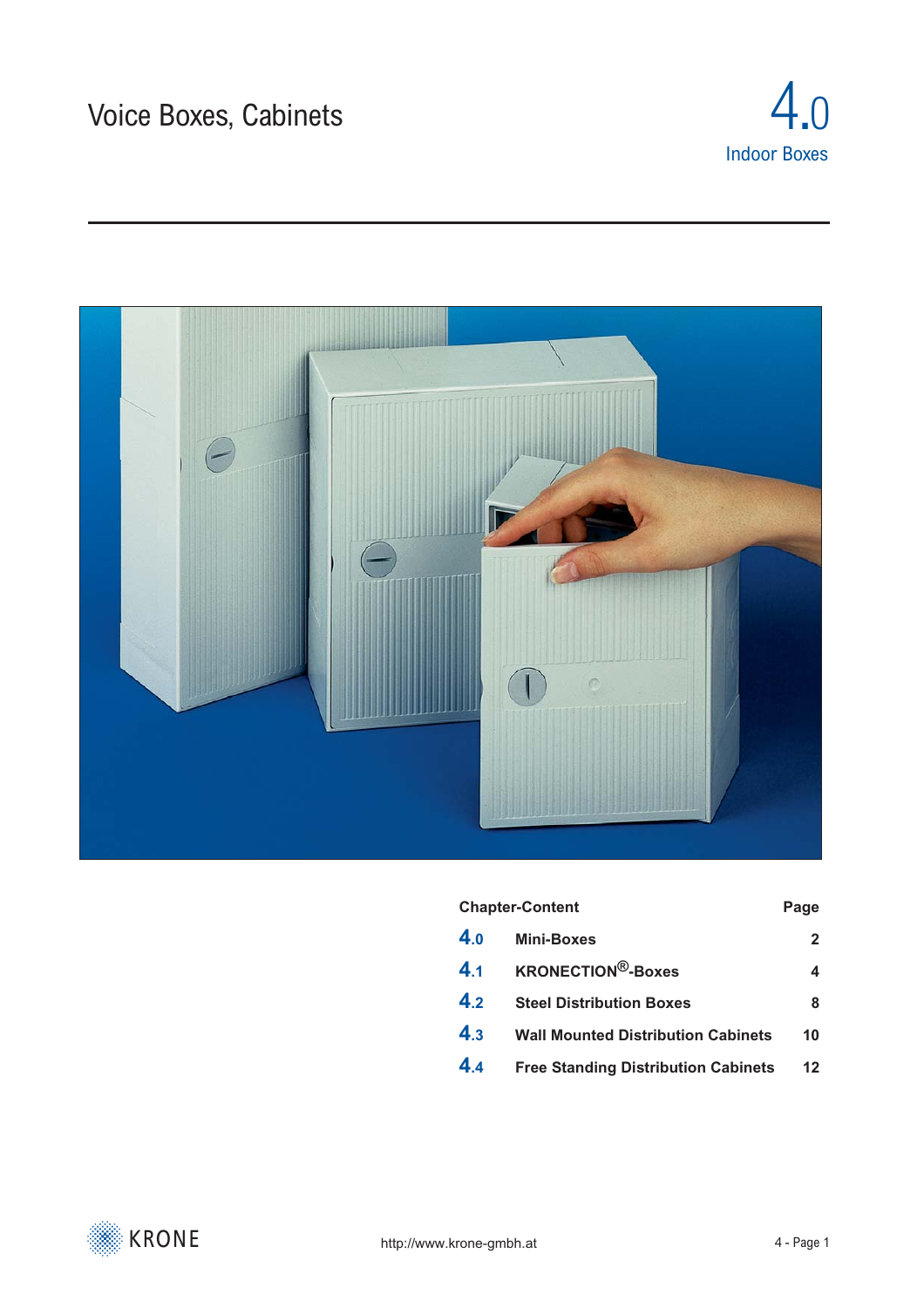# Voice Boxes, Cabinets

## 4.0 Indoor Boxes

| Chapter-Content | | Page |
|---|---|---|
| 4.0 | Mini-Boxes | 2 |
| 4.1 | KRONECTION®-Boxes | 4 |
| 4.2 | Steel Distribution Boxes | 8 |
| 4.3 | Wall Mounted Distribution Cabinets | 10 |
| 4.4 | Free Standing Distribution Cabinets | 12 |

KRONE

http://www.krone-gmbh.at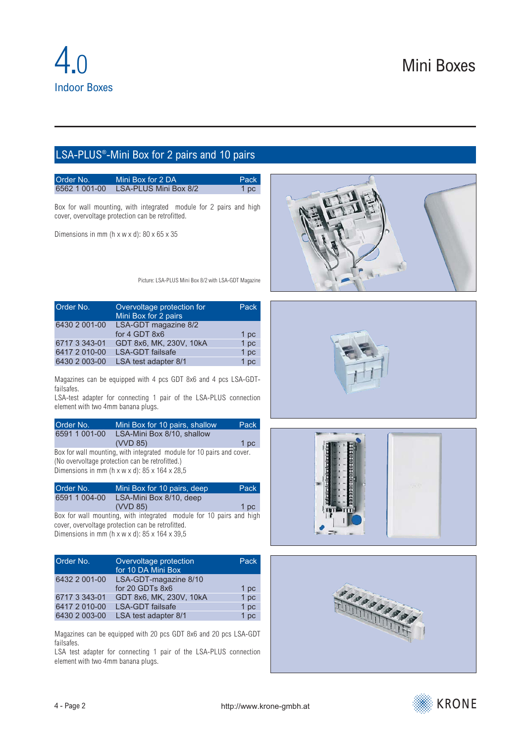# 4.0 Indoor Boxes

# Mini Boxes

## LSA-PLUS®-Mini Box for 2 pairs and 10 pairs

| Order No. | Mini Box for 2 DA | Pack |
|---|---|---|
| 6562 1 001-00 | LSA-PLUS Mini Box 8/2 | 1 pc |

Box for wall mounting, with integrated module for 2 pairs and high cover, overvoltage protection can be retrofitted.

Dimensions in mm (h x w x d): 80 x 65 x 35

Picture: LSA-PLUS Mini Box 8/2 with LSA-GDT Magazine

| Order No. | Overvoltage protection for Mini Box for 2 pairs | Pack |
|---|---|---|
| 6430 2 001-00 | LSA-GDT magazine 8/2 for 4 GDT 8x6 | 1 pc |
| 6717 3 343-01 | GDT 8x6, MK, 230V, 10kA | 1 pc |
| 6417 2 010-00 | LSA-GDT failsafe | 1 pc |
| 6430 2 003-00 | LSA test adapter 8/1 | 1 pc |

Magazines can be equipped with 4 pcs GDT 8x6 and 4 pcs LSA-GDT-failsafes.
LSA-test adapter for connecting 1 pair of the LSA-PLUS connection element with two 4mm banana plugs.

| Order No. | Mini Box for 10 pairs, shallow | Pack |
|---|---|---|
| 6591 1 001-00 | LSA-Mini Box 8/10, shallow (VVD 85) | 1 pc |

Box for wall mounting, with integrated module for 10 pairs and cover. (No overvoltage protection can be retrofitted.)
Dimensions in mm (h x w x d): 85 x 164 x 28,5

| Order No. | Mini Box for 10 pairs, deep | Pack |
|---|---|---|
| 6591 1 004-00 | LSA-Mini Box 8/10, deep (VVD 85) | 1 pc |

Box for wall mounting, with integrated module for 10 pairs and high cover, overvoltage protection can be retrofitted.
Dimensions in mm (h x w x d): 85 x 164 x 39,5

| Order No. | Overvoltage protection for 10 DA Mini Box | Pack |
|---|---|---|
| 6432 2 001-00 | LSA-GDT-magazine 8/10 for 20 GDTs 8x6 | 1 pc |
| 6717 3 343-01 | GDT 8x6, MK, 230V, 10kA | 1 pc |
| 6417 2 010-00 | LSA-GDT failsafe | 1 pc |
| 6430 2 003-00 | LSA test adapter 8/1 | 1 pc |

Magazines can be equipped with 20 pcs GDT 8x6 and 20 pcs LSA-GDT failsafes.
LSA test adapter for connecting 1 pair of the LSA-PLUS connection element with two 4mm banana plugs.

http://www.krone-gmbh.at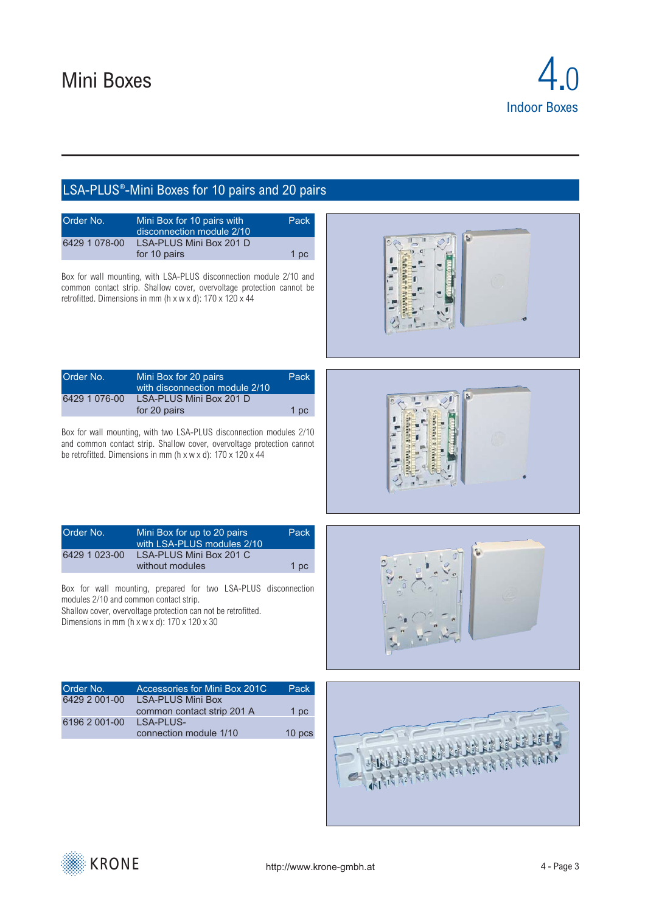# Mini Boxes

4.0 Indoor Boxes

## LSA-PLUS®-Mini Boxes for 10 pairs and 20 pairs

| Order No. | Mini Box for 10 pairs with disconnection module 2/10 | Pack |
|---|---|---|
| 6429 1 078-00 | LSA-PLUS Mini Box 201 D for 10 pairs | 1 pc |

Box for wall mounting, with LSA-PLUS disconnection module 2/10 and common contact strip. Shallow cover, overvoltage protection cannot be retrofitted. Dimensions in mm (h x w x d): 170 x 120 x 44

| Order No. | Mini Box for 20 pairs with disconnection module 2/10 | Pack |
|---|---|---|
| 6429 1 076-00 | LSA-PLUS Mini Box 201 D for 20 pairs | 1 pc |

Box for wall mounting, with two LSA-PLUS disconnection modules 2/10 and common contact strip. Shallow cover, overvoltage protection cannot be retrofitted. Dimensions in mm (h x w x d): 170 x 120 x 44

| Order No. | Mini Box for up to 20 pairs with LSA-PLUS modules 2/10 | Pack |
|---|---|---|
| 6429 1 023-00 | LSA-PLUS Mini Box 201 C without modules | 1 pc |

Box for wall mounting, prepared for two LSA-PLUS disconnection modules 2/10 and common contact strip.
Shallow cover, overvoltage protection can not be retrofitted.
Dimensions in mm (h x w x d): 170 x 120 x 30

| Order No. | Accessories for Mini Box 201C | Pack |
|---|---|---|
| 6429 2 001-00 | LSA-PLUS Mini Box common contact strip 201 A | 1 pc |
| 6196 2 001-00 | LSA-PLUS-connection module 1/10 | 10 pcs |

KRONE http://www.krone-gmbh.at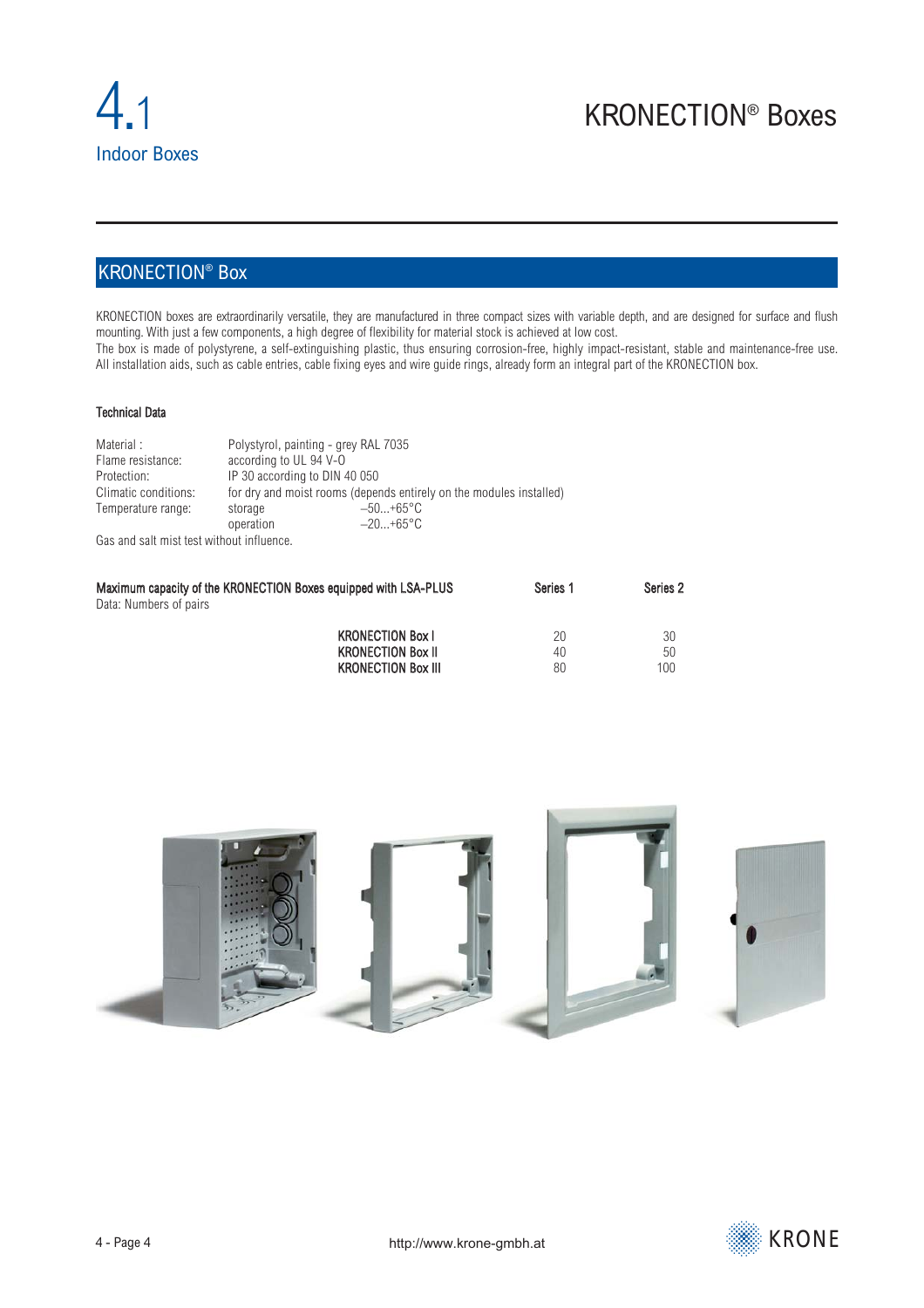# 4.1 Indoor Boxes

# KRONECTION® Boxes

## KRONECTION® Box

KRONECTION boxes are extraordinarily versatile, they are manufactured in three compact sizes with variable depth, and are designed for surface and flush mounting. With just a few components, a high degree of flexibility for material stock is achieved at low cost.
The box is made of polystyrene, a self-extinguishing plastic, thus ensuring corrosion-free, highly impact-resistant, stable and maintenance-free use. All installation aids, such as cable entries, cable fixing eyes and wire guide rings, already form an integral part of the KRONECTION box.

### Technical Data

| | | |
|---|---|---|
| Material : | Polystyrol, painting - grey RAL 7035 | |
| Flame resistance: | according to UL 94 V-0 | |
| Protection: | IP 30 according to DIN 40 050 | |
| Climatic conditions: | for dry and moist rooms (depends entirely on the modules installed) | |
| Temperature range: | storage | –50...+65°C |
| | operation | –20...+65°C |

Gas and salt mist test without influence.

**Maximum capacity of the KRONECTION Boxes equipped with LSA-PLUS**
Data: Numbers of pairs

| | Series 1 | Series 2 |
|---|---|---|
| **KRONECTION Box I** | 20 | 30 |
| **KRONECTION Box II** | 40 | 50 |
| **KRONECTION Box III** | 80 | 100 |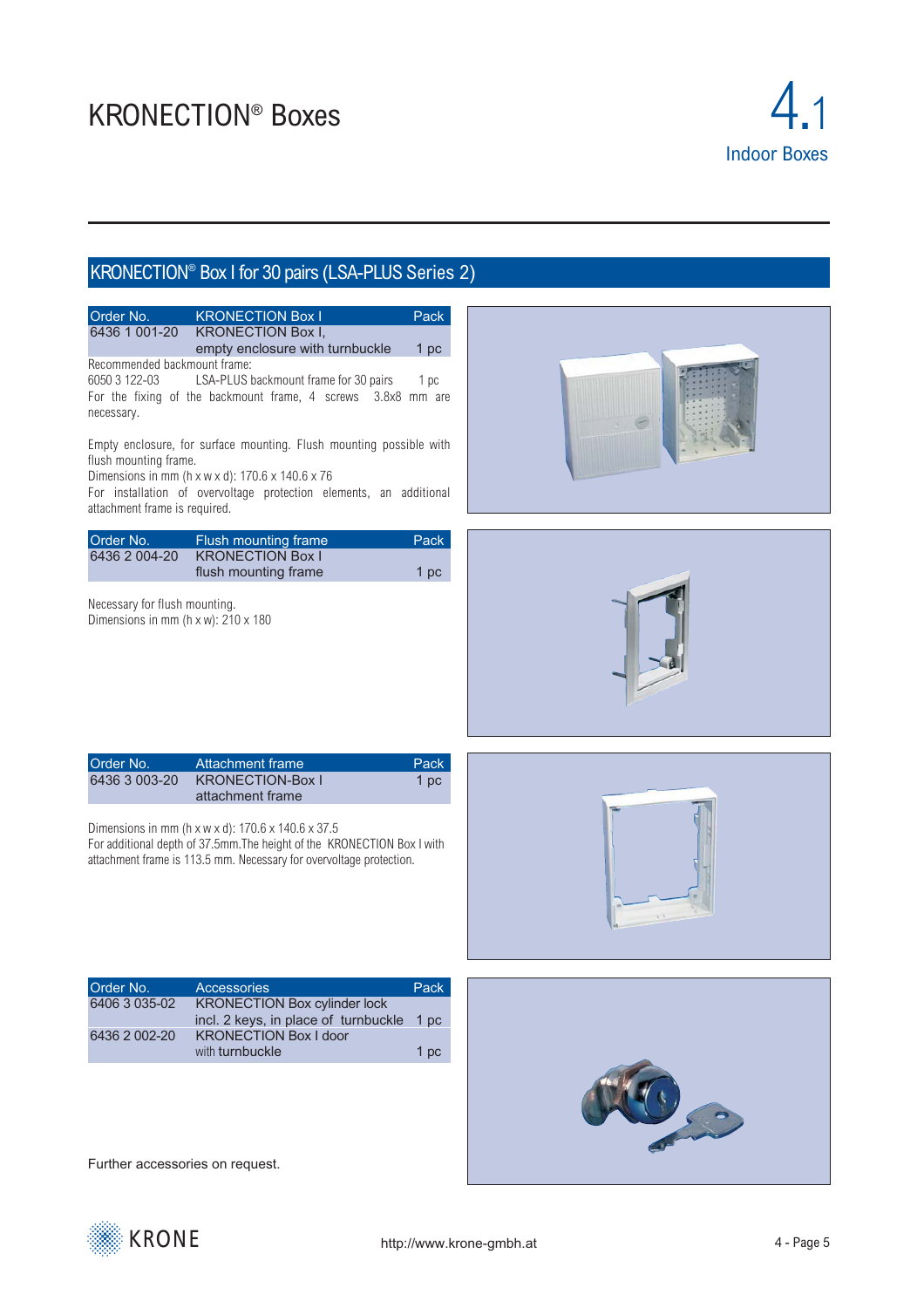# KRONECTION® Boxes

## 4.1 Indoor Boxes

## KRONECTION® Box I for 30 pairs (LSA-PLUS Series 2)

| Order No. | KRONECTION Box I | Pack |
|---|---|---|
| 6436 1 001-20 | KRONECTION Box I, empty enclosure with turnbuckle | 1 pc |

Recommended backmount frame:

| | | |
|---|---|---|
| 6050 3 122-03 | LSA-PLUS backmount frame for 30 pairs | 1 pc |

For the fixing of the backmount frame, 4 screws 3.8x8 mm are necessary.

Empty enclosure, for surface mounting. Flush mounting possible with flush mounting frame.

Dimensions in mm (h x w x d): 170.6 x 140.6 x 76

For installation of overvoltage protection elements, an additional attachment frame is required.

| Order No. | Flush mounting frame | Pack |
|---|---|---|
| 6436 2 004-20 | KRONECTION Box I flush mounting frame | 1 pc |

Necessary for flush mounting.

Dimensions in mm (h x w): 210 x 180

| Order No. | Attachment frame | Pack |
|---|---|---|
| 6436 3 003-20 | KRONECTION-Box I attachment frame | 1 pc |

Dimensions in mm (h x w x d): 170.6 x 140.6 x 37.5

For additional depth of 37.5mm.The height of the KRONECTION Box I with attachment frame is 113.5 mm. Necessary for overvoltage protection.

| Order No. | Accessories | Pack |
|---|---|---|
| 6406 3 035-02 | KRONECTION Box cylinder lock incl. 2 keys, in place of turnbuckle | 1 pc |
| 6436 2 002-20 | KRONECTION Box I door with turnbuckle | 1 pc |

Further accessories on request.

KRONE

http://www.krone-gmbh.at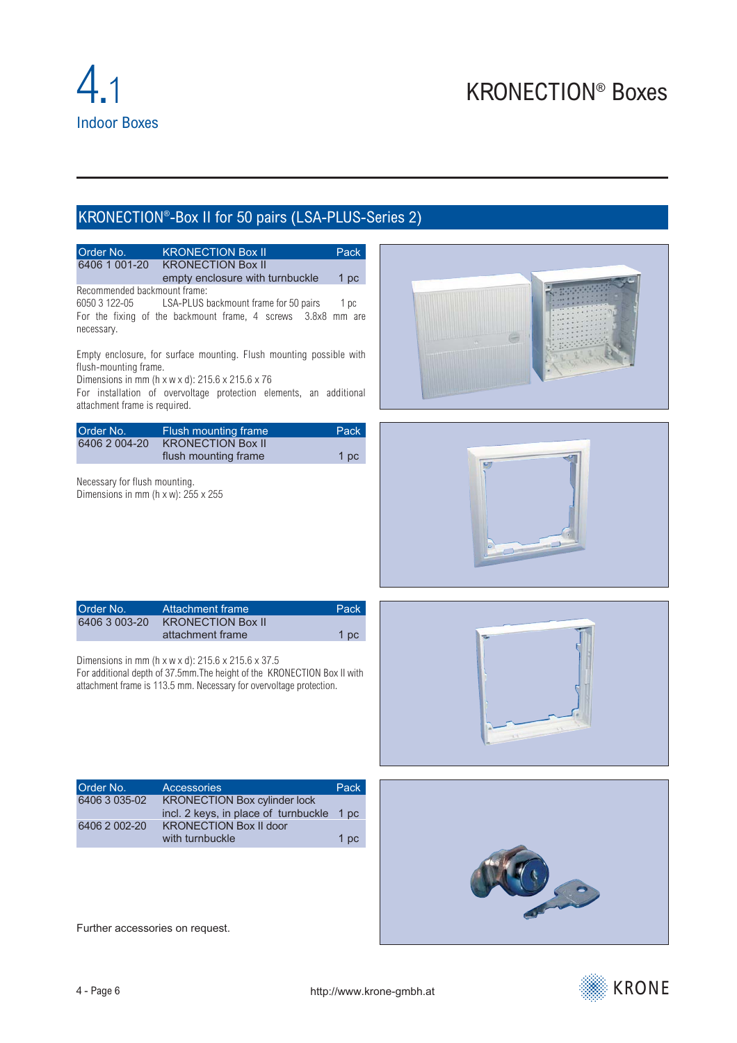# 4.1 Indoor Boxes

# KRONECTION® Boxes

## KRONECTION®-Box II for 50 pairs (LSA-PLUS-Series 2)

| Order No. | KRONECTION Box II | Pack |
|---|---|---|
| 6406 1 001-20 | KRONECTION Box II empty enclosure with turnbuckle | 1 pc |

Recommended backmount frame:

| | | |
|---|---|---|
| 6050 3 122-05 | LSA-PLUS backmount frame for 50 pairs | 1 pc |

For the fixing of the backmount frame, 4 screws 3.8x8 mm are necessary.

Empty enclosure, for surface mounting. Flush mounting possible with flush-mounting frame.
Dimensions in mm (h x w x d): 215.6 x 215.6 x 76
For installation of overvoltage protection elements, an additional attachment frame is required.

| Order No. | Flush mounting frame | Pack |
|---|---|---|
| 6406 2 004-20 | KRONECTION Box II flush mounting frame | 1 pc |

Necessary for flush mounting.
Dimensions in mm (h x w): 255 x 255

| Order No. | Attachment frame | Pack |
|---|---|---|
| 6406 3 003-20 | KRONECTION Box II attachment frame | 1 pc |

Dimensions in mm (h x w x d): 215.6 x 215.6 x 37.5
For additional depth of 37.5mm.The height of the KRONECTION Box II with attachment frame is 113.5 mm. Necessary for overvoltage protection.

| Order No. | Accessories | Pack |
|---|---|---|
| 6406 3 035-02 | KRONECTION Box cylinder lock incl. 2 keys, in place of turnbuckle | 1 pc |
| 6406 2 002-20 | KRONECTION Box II door with turnbuckle | 1 pc |

Further accessories on request.

http://www.krone-gmbh.at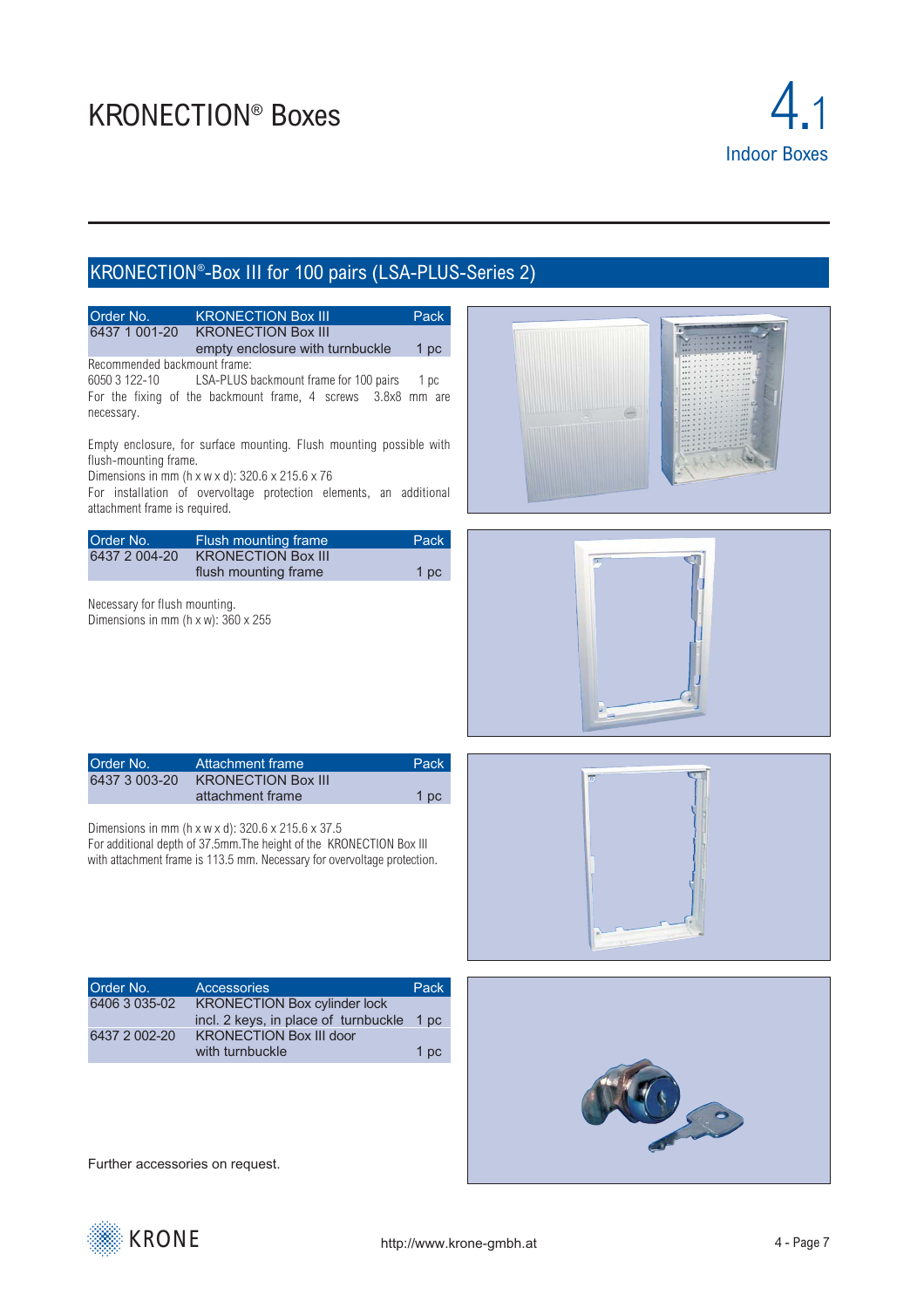# KRONECTION® Boxes

## 4.1 Indoor Boxes

## KRONECTION®-Box III for 100 pairs (LSA-PLUS-Series 2)

| Order No. | KRONECTION Box III | Pack |
|---|---|---|
| 6437 1 001-20 | KRONECTION Box III empty enclosure with turnbuckle | 1 pc |

Recommended backmount frame:

6050 3 122-10 LSA-PLUS backmount frame for 100 pairs 1 pc

For the fixing of the backmount frame, 4 screws 3.8x8 mm are necessary.

Empty enclosure, for surface mounting. Flush mounting possible with flush-mounting frame.

Dimensions in mm (h x w x d): 320.6 x 215.6 x 76

For installation of overvoltage protection elements, an additional attachment frame is required.

| Order No. | Flush mounting frame | Pack |
|---|---|---|
| 6437 2 004-20 | KRONECTION Box III flush mounting frame | 1 pc |

Necessary for flush mounting.

Dimensions in mm (h x w): 360 x 255

| Order No. | Attachment frame | Pack |
|---|---|---|
| 6437 3 003-20 | KRONECTION Box III attachment frame | 1 pc |

Dimensions in mm (h x w x d): 320.6 x 215.6 x 37.5

For additional depth of 37.5mm.The height of the KRONECTION Box III with attachment frame is 113.5 mm. Necessary for overvoltage protection.

| Order No. | Accessories | Pack |
|---|---|---|
| 6406 3 035-02 | KRONECTION Box cylinder lock incl. 2 keys, in place of turnbuckle | 1 pc |
| 6437 2 002-20 | KRONECTION Box III door with turnbuckle | 1 pc |

Further accessories on request.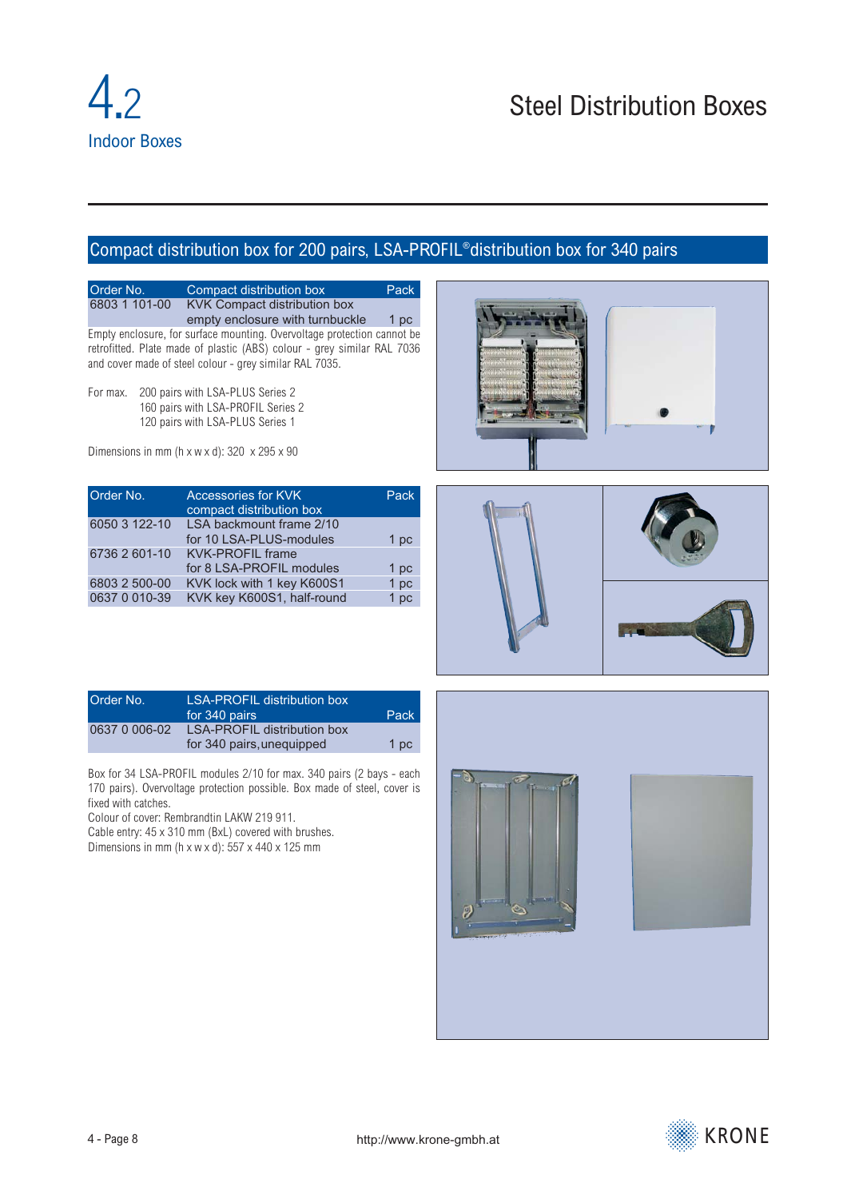# 4.2 Indoor Boxes

# Steel Distribution Boxes

## Compact distribution box for 200 pairs, LSA-PROFIL®distribution box for 340 pairs

| Order No. | Compact distribution box | Pack |
|---|---|---|
| 6803 1 101-00 | KVK Compact distribution box empty enclosure with turnbuckle | 1 pc |

Empty enclosure, for surface mounting. Overvoltage protection cannot be retrofitted. Plate made of plastic (ABS) colour - grey similar RAL 7036 and cover made of steel colour - grey similar RAL 7035.

For max. 200 pairs with LSA-PLUS Series 2
160 pairs with LSA-PROFIL Series 2
120 pairs with LSA-PLUS Series 1

Dimensions in mm (h x w x d): 320 x 295 x 90

| Order No. | Accessories for KVK compact distribution box | Pack |
|---|---|---|
| 6050 3 122-10 | LSA backmount frame 2/10 for 10 LSA-PLUS-modules | 1 pc |
| 6736 2 601-10 | KVK-PROFIL frame for 8 LSA-PROFIL modules | 1 pc |
| 6803 2 500-00 | KVK lock with 1 key K600S1 | 1 pc |
| 0637 0 010-39 | KVK key K600S1, half-round | 1 pc |

| Order No. | LSA-PROFIL distribution box for 340 pairs | Pack |
|---|---|---|
| 0637 0 006-02 | LSA-PROFIL distribution box for 340 pairs, unequipped | 1 pc |

Box for 34 LSA-PROFIL modules 2/10 for max. 340 pairs (2 bays - each 170 pairs). Overvoltage protection possible. Box made of steel, cover is fixed with catches.
Colour of cover: Rembrandtin LAKW 219 911.
Cable entry: 45 x 310 mm (BxL) covered with brushes.
Dimensions in mm (h x w x d): 557 x 440 x 125 mm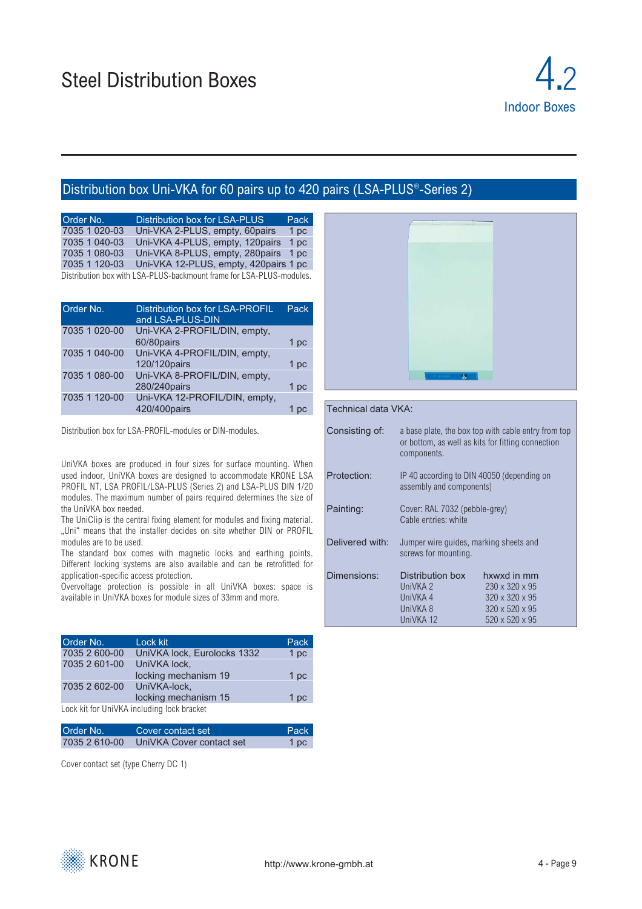# Steel Distribution Boxes

## 4.2 Indoor Boxes

## Distribution box Uni-VKA for 60 pairs up to 420 pairs (LSA-PLUS®-Series 2)

| Order No. | Distribution box for LSA-PLUS | Pack |
|---|---|---|
| 7035 1 020-03 | Uni-VKA 2-PLUS, empty, 60pairs | 1 pc |
| 7035 1 040-03 | Uni-VKA 4-PLUS, empty, 120pairs | 1 pc |
| 7035 1 080-03 | Uni-VKA 8-PLUS, empty, 280pairs | 1 pc |
| 7035 1 120-03 | Uni-VKA 12-PLUS, empty, 420pairs | 1 pc |

Distribution box with LSA-PLUS-backmount frame for LSA-PLUS-modules.

| Order No. | Distribution box for LSA-PROFIL and LSA-PLUS-DIN | Pack |
|---|---|---|
| 7035 1 020-00 | Uni-VKA 2-PROFIL/DIN, empty, 60/80pairs | 1 pc |
| 7035 1 040-00 | Uni-VKA 4-PROFIL/DIN, empty, 120/120pairs | 1 pc |
| 7035 1 080-00 | Uni-VKA 8-PROFIL/DIN, empty, 280/240pairs | 1 pc |
| 7035 1 120-00 | Uni-VKA 12-PROFIL/DIN, empty, 420/400pairs | 1 pc |

Distribution box for LSA-PROFIL-modules or DIN-modules.

UniVKA boxes are produced in four sizes for surface mounting. When used indoor, UniVKA boxes are designed to accommodate KRONE LSA PROFIL NT, LSA PROFIL/LSA-PLUS (Series 2) and LSA-PLUS DIN 1/20 modules. The maximum number of pairs required determines the size of the UniVKA box needed.
The UniClip is the central fixing element for modules and fixing material. „Uni" means that the installer decides on site whether DIN or PROFIL modules are to be used.
The standard box comes with magnetic locks and earthing points. Different locking systems are also available and can be retrofitted for application-specific access protection.
Overvoltage protection is possible in all UniVKA boxes: space is available in UniVKA boxes for module sizes of 33mm and more.

| Order No. | Lock kit | Pack |
|---|---|---|
| 7035 2 600-00 | UniVKA lock, Eurolocks 1332 | 1 pc |
| 7035 2 601-00 | UniVKA lock, locking mechanism 19 | 1 pc |
| 7035 2 602-00 | UniVKA-lock, locking mechanism 15 | 1 pc |

Lock kit for UniVKA including lock bracket

| Order No. | Cover contact set | Pack |
|---|---|---|
| 7035 2 610-00 | UniVKA Cover contact set | 1 pc |

Cover contact set (type Cherry DC 1)

**Technical data VKA:**

| | |
|---|---|
| Consisting of: | a base plate, the box top with cable entry from top or bottom, as well as kits for fitting connection components. |
| Protection: | IP 40 according to DIN 40050 (depending on assembly and components) |
| Painting: | Cover: RAL 7032 (pebble-grey) Cable entries: white |
| Delivered with: | Jumper wire guides, marking sheets and screws for mounting. |

Dimensions:

| Distribution box | hxwxd in mm |
|---|---|
| UniVKA 2 | 230 x 320 x 95 |
| UniVKA 4 | 320 x 320 x 95 |
| UniVKA 8 | 320 x 520 x 95 |
| UniVKA 12 | 520 x 520 x 95 |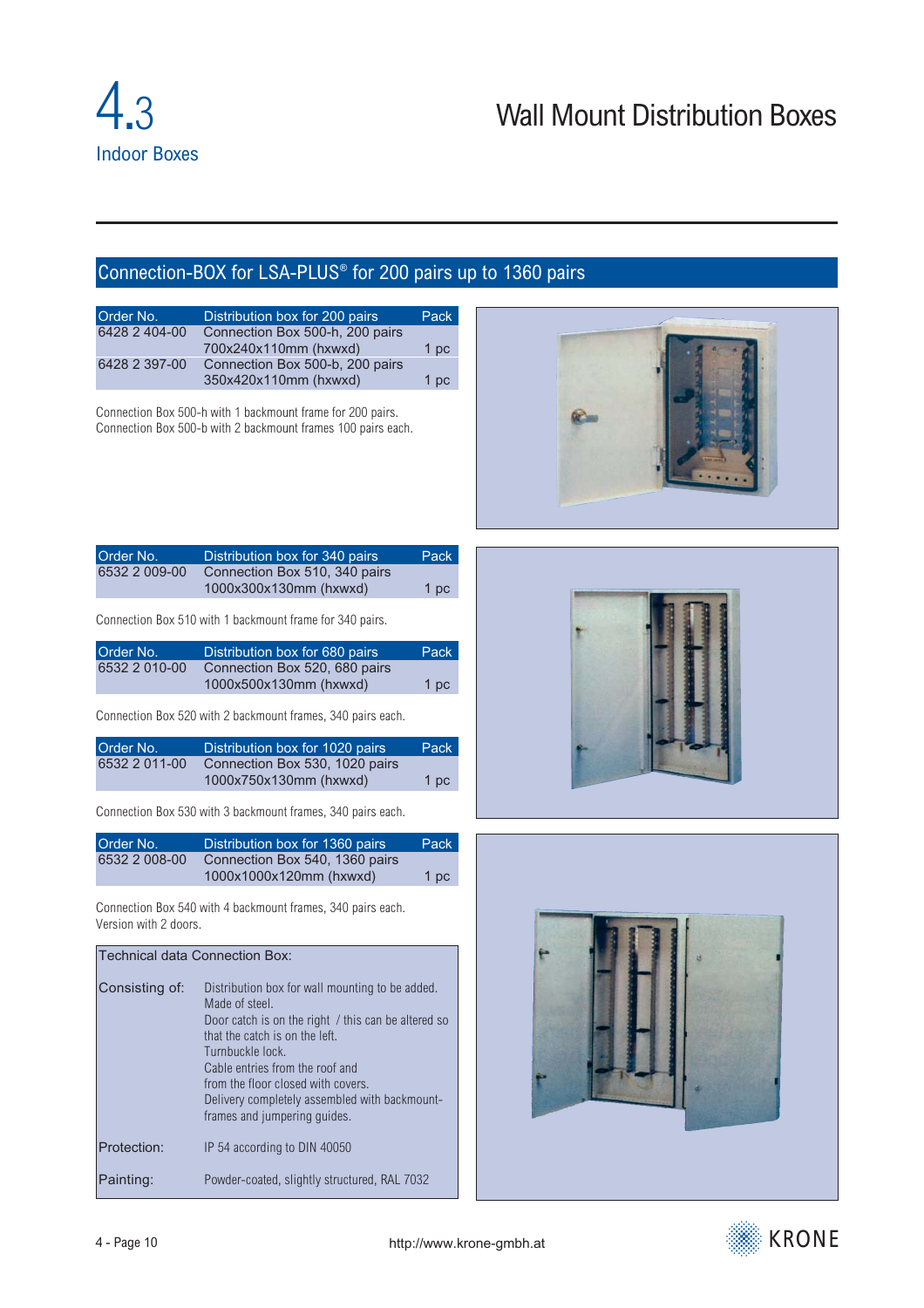# 4.3 Indoor Boxes

# Wall Mount Distribution Boxes

## Connection-BOX for LSA-PLUS® for 200 pairs up to 1360 pairs

| Order No. | Distribution box for 200 pairs | Pack |
|---|---|---|
| 6428 2 404-00 | Connection Box 500-h, 200 pairs 700x240x110mm (hxwxd) | 1 pc |
| 6428 2 397-00 | Connection Box 500-b, 200 pairs 350x420x110mm (hxwxd) | 1 pc |

Connection Box 500-h with 1 backmount frame for 200 pairs.
Connection Box 500-b with 2 backmount frames 100 pairs each.

| Order No. | Distribution box for 340 pairs | Pack |
|---|---|---|
| 6532 2 009-00 | Connection Box 510, 340 pairs 1000x300x130mm (hxwxd) | 1 pc |

Connection Box 510 with 1 backmount frame for 340 pairs.

| Order No. | Distribution box for 680 pairs | Pack |
|---|---|---|
| 6532 2 010-00 | Connection Box 520, 680 pairs 1000x500x130mm (hxwxd) | 1 pc |

Connection Box 520 with 2 backmount frames, 340 pairs each.

| Order No. | Distribution box for 1020 pairs | Pack |
|---|---|---|
| 6532 2 011-00 | Connection Box 530, 1020 pairs 1000x750x130mm (hxwxd) | 1 pc |

Connection Box 530 with 3 backmount frames, 340 pairs each.

| Order No. | Distribution box for 1360 pairs | Pack |
|---|---|---|
| 6532 2 008-00 | Connection Box 540, 1360 pairs 1000x1000x120mm (hxwxd) | 1 pc |

Connection Box 540 with 4 backmount frames, 340 pairs each.
Version with 2 doors.

| Technical data Connection Box: | |
|---|---|
| Consisting of: | Distribution box for wall mounting to be added. Made of steel. Door catch is on the right / this can be altered so that the catch is on the left. Turnbuckle lock. Cable entries from the roof and from the floor closed with covers. Delivery completely assembled with backmount-frames and jumpering guides. |
| Protection: | IP 54 according to DIN 40050 |
| Painting: | Powder-coated, slightly structured, RAL 7032 |

http://www.krone-gmbh.at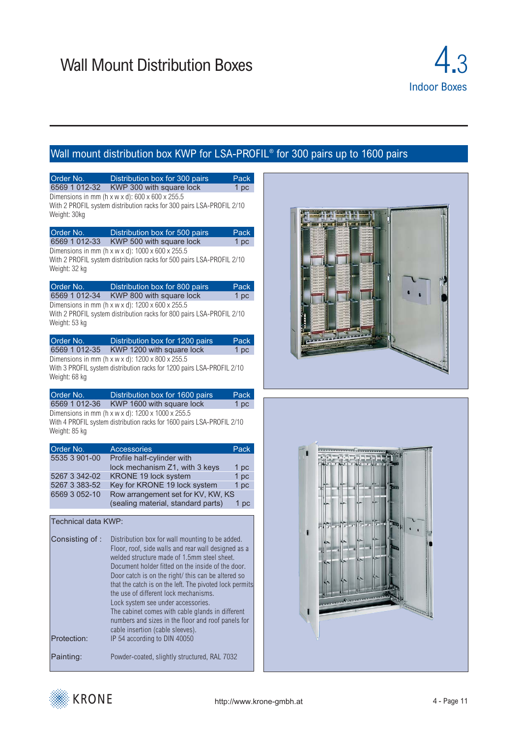# Wall Mount Distribution Boxes

## 4.3 Indoor Boxes

## Wall mount distribution box KWP for LSA-PROFIL® for 300 pairs up to 1600 pairs

| Order No. | Distribution box for 300 pairs | Pack |
|---|---|---|
| 6569 1 012-32 | KWP 300 with square lock | 1 pc |

Dimensions in mm (h x w x d): 600 x 600 x 255.5
With 2 PROFIL system distribution racks for 300 pairs LSA-PROFIL 2/10
Weight: 30kg

| Order No. | Distribution box for 500 pairs | Pack |
|---|---|---|
| 6569 1 012-33 | KWP 500 with square lock | 1 pc |

Dimensions in mm (h x w x d): 1000 x 600 x 255.5
With 2 PROFIL system distribution racks for 500 pairs LSA-PROFIL 2/10
Weight: 32 kg

| Order No. | Distribution box for 800 pairs | Pack |
|---|---|---|
| 6569 1 012-34 | KWP 800 with square lock | 1 pc |

Dimensions in mm (h x w x d): 1200 x 600 x 255.5
With 2 PROFIL system distribution racks for 800 pairs LSA-PROFIL 2/10
Weight: 53 kg

| Order No. | Distribution box for 1200 pairs | Pack |
|---|---|---|
| 6569 1 012-35 | KWP 1200 with square lock | 1 pc |

Dimensions in mm (h x w x d): 1200 x 800 x 255.5
With 3 PROFIL system distribution racks for 1200 pairs LSA-PROFIL 2/10
Weight: 68 kg

| Order No. | Distribution box for 1600 pairs | Pack |
|---|---|---|
| 6569 1 012-36 | KWP 1600 with square lock | 1 pc |

Dimensions in mm (h x w x d): 1200 x 1000 x 255.5
With 4 PROFIL system distribution racks for 1600 pairs LSA-PROFIL 2/10
Weight: 85 kg

| Order No. | Accessories | Pack |
|---|---|---|
| 5535 3 901-00 | Profile half-cylinder with lock mechanism Z1, with 3 keys | 1 pc |
| 5267 3 342-02 | KRONE 19 lock system | 1 pc |
| 5267 3 383-52 | Key for KRONE 19 lock system | 1 pc |
| 6569 3 052-10 | Row arrangement set for KV, KW, KS (sealing material, standard parts) | 1 pc |

**Technical data KWP:**

**Consisting of :** Distribution box for wall mounting to be added. Floor, roof, side walls and rear wall designed as a welded structure made of 1.5mm steel sheet. Document holder fitted on the inside of the door. Door catch is on the right/ this can be altered so that the catch is on the left. The pivoted lock permits the use of different lock mechanisms. Lock system see under accessories. The cabinet comes with cable glands in different numbers and sizes in the floor and roof panels for cable insertion (cable sleeves).

**Protection:** IP 54 according to DIN 40050

**Painting:** Powder-coated, slightly structured, RAL 7032

KRONE

http://www.krone-gmbh.at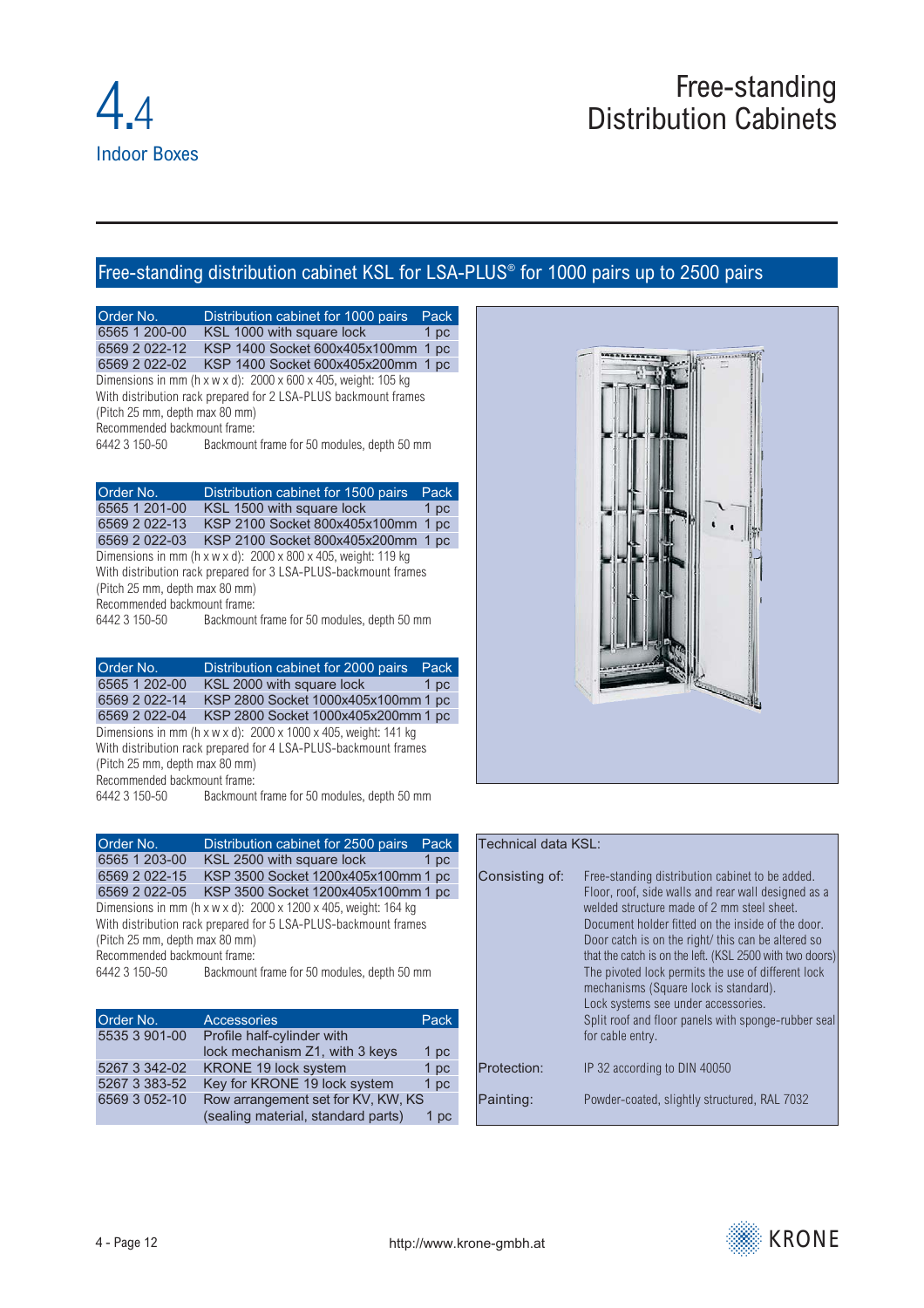# 4.4 Indoor Boxes

# Free-standing Distribution Cabinets

## Free-standing distribution cabinet KSL for LSA-PLUS® for 1000 pairs up to 2500 pairs

| Order No. | Distribution cabinet for 1000 pairs | Pack |
|---|---|---|
| 6565 1 200-00 | KSL 1000 with square lock | 1 pc |
| 6569 2 022-12 | KSP 1400 Socket 600x405x100mm | 1 pc |
| 6569 2 022-02 | KSP 1400 Socket 600x405x200mm | 1 pc |

Dimensions in mm (h x w x d): 2000 x 600 x 405, weight: 105 kg
With distribution rack prepared for 2 LSA-PLUS backmount frames
(Pitch 25 mm, depth max 80 mm)
Recommended backmount frame:
6442 3 150-50 Backmount frame for 50 modules, depth 50 mm

| Order No. | Distribution cabinet for 1500 pairs | Pack |
|---|---|---|
| 6565 1 201-00 | KSL 1500 with square lock | 1 pc |
| 6569 2 022-13 | KSP 2100 Socket 800x405x100mm | 1 pc |
| 6569 2 022-03 | KSP 2100 Socket 800x405x200mm | 1 pc |

Dimensions in mm (h x w x d): 2000 x 800 x 405, weight: 119 kg
With distribution rack prepared for 3 LSA-PLUS-backmount frames
(Pitch 25 mm, depth max 80 mm)
Recommended backmount frame:
6442 3 150-50 Backmount frame for 50 modules, depth 50 mm

| Order No. | Distribution cabinet for 2000 pairs | Pack |
|---|---|---|
| 6565 1 202-00 | KSL 2000 with square lock | 1 pc |
| 6569 2 022-14 | KSP 2800 Socket 1000x405x100mm | 1 pc |
| 6569 2 022-04 | KSP 2800 Socket 1000x405x200mm | 1 pc |

Dimensions in mm (h x w x d): 2000 x 1000 x 405, weight: 141 kg
With distribution rack prepared for 4 LSA-PLUS-backmount frames
(Pitch 25 mm, depth max 80 mm)
Recommended backmount frame:
6442 3 150-50 Backmount frame for 50 modules, depth 50 mm

| Order No. | Distribution cabinet for 2500 pairs | Pack |
|---|---|---|
| 6565 1 203-00 | KSL 2500 with square lock | 1 pc |
| 6569 2 022-15 | KSP 3500 Socket 1200x405x100mm | 1 pc |
| 6569 2 022-05 | KSP 3500 Socket 1200x405x100mm | 1 pc |

Dimensions in mm (h x w x d): 2000 x 1200 x 405, weight: 164 kg
With distribution rack prepared for 5 LSA-PLUS-backmount frames
(Pitch 25 mm, depth max 80 mm)
Recommended backmount frame:
6442 3 150-50 Backmount frame for 50 modules, depth 50 mm

| Order No. | Accessories | Pack |
|---|---|---|
| 5535 3 901-00 | Profile half-cylinder with lock mechanism Z1, with 3 keys | 1 pc |
| 5267 3 342-02 | KRONE 19 lock system | 1 pc |
| 5267 3 383-52 | Key for KRONE 19 lock system | 1 pc |
| 6569 3 052-10 | Row arrangement set for KV, KW, KS (sealing material, standard parts) | 1 pc |

| Technical data KSL: | |
|---|---|
| Consisting of: | Free-standing distribution cabinet to be added. Floor, roof, side walls and rear wall designed as a welded structure made of 2 mm steel sheet. Document holder fitted on the inside of the door. Door catch is on the right/ this can be altered so that the catch is on the left. (KSL 2500 with two doors) The pivoted lock permits the use of different lock mechanisms (Square lock is standard). Lock systems see under accessories. Split roof and floor panels with sponge-rubber seal for cable entry. |
| Protection: | IP 32 according to DIN 40050 |
| Painting: | Powder-coated, slightly structured, RAL 7032 |

http://www.krone-gmbh.at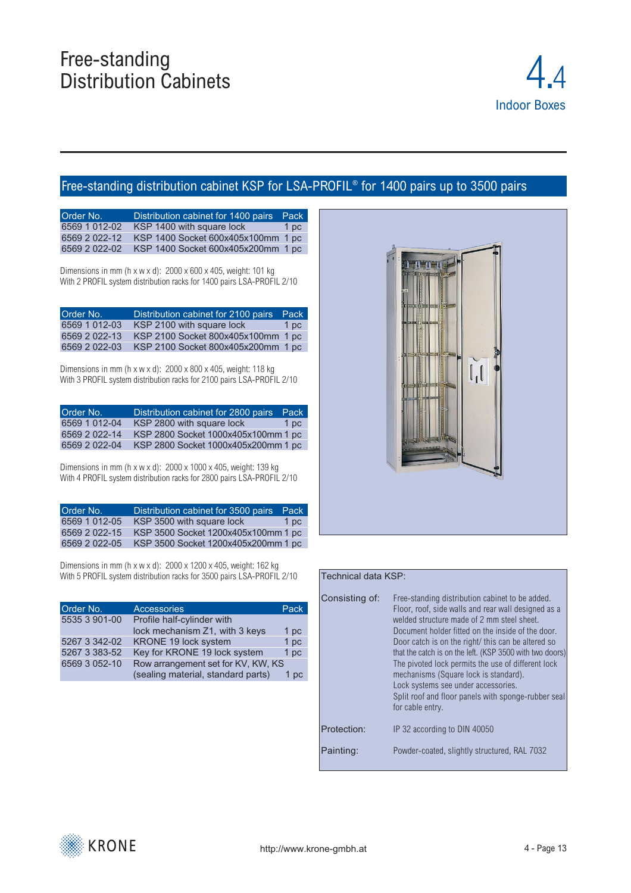# Free-standing Distribution Cabinets

## 4.4 Indoor Boxes

## Free-standing distribution cabinet KSP for LSA-PROFIL® for 1400 pairs up to 3500 pairs

| Order No. | Distribution cabinet for 1400 pairs | Pack |
|---|---|---|
| 6569 1 012-02 | KSP 1400 with square lock | 1 pc |
| 6569 2 022-12 | KSP 1400 Socket 600x405x100mm | 1 pc |
| 6569 2 022-02 | KSP 1400 Socket 600x405x200mm | 1 pc |

Dimensions in mm (h x w x d): 2000 x 600 x 405, weight: 101 kg
With 2 PROFIL system distribution racks for 1400 pairs LSA-PROFIL 2/10

| Order No. | Distribution cabinet for 2100 pairs | Pack |
|---|---|---|
| 6569 1 012-03 | KSP 2100 with square lock | 1 pc |
| 6569 2 022-13 | KSP 2100 Socket 800x405x100mm | 1 pc |
| 6569 2 022-03 | KSP 2100 Socket 800x405x200mm | 1 pc |

Dimensions in mm (h x w x d): 2000 x 800 x 405, weight: 118 kg
With 3 PROFIL system distribution racks for 2100 pairs LSA-PROFIL 2/10

| Order No. | Distribution cabinet for 2800 pairs | Pack |
|---|---|---|
| 6569 1 012-04 | KSP 2800 with square lock | 1 pc |
| 6569 2 022-14 | KSP 2800 Socket 1000x405x100mm | 1 pc |
| 6569 2 022-04 | KSP 2800 Socket 1000x405x200mm | 1 pc |

Dimensions in mm (h x w x d): 2000 x 1000 x 405, weight: 139 kg
With 4 PROFIL system distribution racks for 2800 pairs LSA-PROFIL 2/10

| Order No. | Distribution cabinet for 3500 pairs | Pack |
|---|---|---|
| 6569 1 012-05 | KSP 3500 with square lock | 1 pc |
| 6569 2 022-15 | KSP 3500 Socket 1200x405x100mm | 1 pc |
| 6569 2 022-05 | KSP 3500 Socket 1200x405x200mm | 1 pc |

Dimensions in mm (h x w x d): 2000 x 1200 x 405, weight: 162 kg
With 5 PROFIL system distribution racks for 3500 pairs LSA-PROFIL 2/10

| Order No. | Accessories | Pack |
|---|---|---|
| 5535 3 901-00 | Profile half-cylinder with lock mechanism Z1, with 3 keys | 1 pc |
| 5267 3 342-02 | KRONE 19 lock system | 1 pc |
| 5267 3 383-52 | Key for KRONE 19 lock system | 1 pc |
| 6569 3 052-10 | Row arrangement set for KV, KW, KS (sealing material, standard parts) | 1 pc |

**Technical data KSP:**

| | |
|---|---|
| Consisting of: | Free-standing distribution cabinet to be added. Floor, roof, side walls and rear wall designed as a welded structure made of 2 mm steel sheet. Document holder fitted on the inside of the door. Door catch is on the right/ this can be altered so that the catch is on the left. (KSP 3500 with two doors) The pivoted lock permits the use of different lock mechanisms (Square lock is standard). Lock systems see under accessories. Split roof and floor panels with sponge-rubber seal for cable entry. |
| Protection: | IP 32 according to DIN 40050 |
| Painting: | Powder-coated, slightly structured, RAL 7032 |

http://www.krone-gmbh.at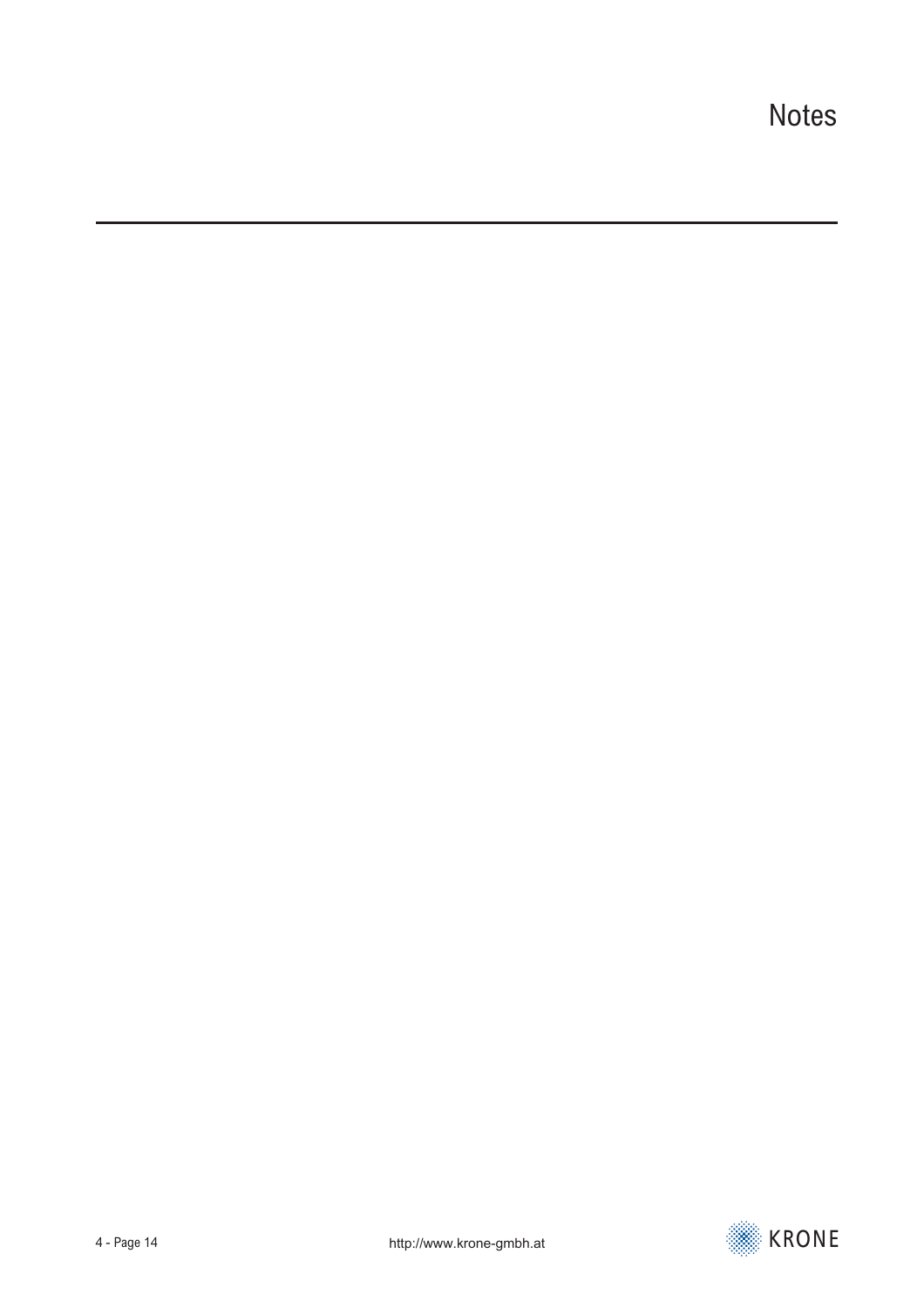# Notes